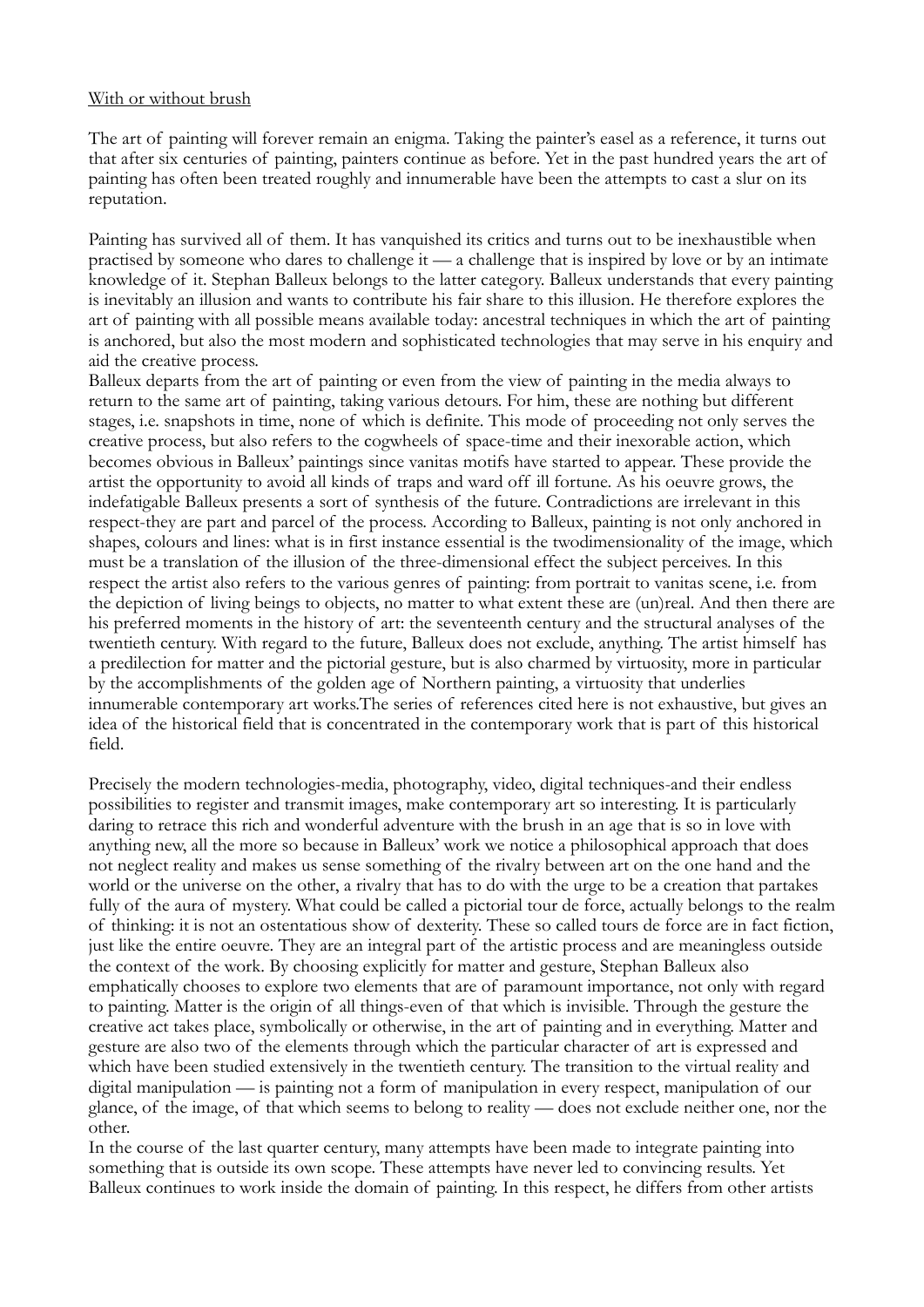With or without brush

The art of painting will forever remain an enigma. Taking the painter's easel as a reference, it turns out that after six centuries of painting, painters continue as before. Yet in the past hundred years the art of painting has often been treated roughly and innumerable have been the attempts to cast a slur on its reputation.

Painting has survived all of them. It has vanquished its critics and turns out to be inexhaustible when practised by someone who dares to challenge it — a challenge that is inspired by love or by an intimate knowledge of it. Stephan Balleux belongs to the latter category. Balleux understands that every painting is inevitably an illusion and wants to contribute his fair share to this illusion. He therefore explores the art of painting with all possible means available today: ancestral techniques in which the art of painting is anchored, but also the most modern and sophisticated technologies that may serve in his enquiry and aid the creative process.

Balleux departs from the art of painting or even from the view of painting in the media always to return to the same art of painting, taking various detours. For him, these are nothing but different stages, i.e. snapshots in time, none of which is definite. This mode of proceeding not only serves the creative process, but also refers to the cogwheels of space-time and their inexorable action, which becomes obvious in Balleux' paintings since vanitas motifs have started to appear. These provide the artist the opportunity to avoid all kinds of traps and ward off ill fortune. As his oeuvre grows, the indefatigable Balleux presents a sort of synthesis of the future. Contradictions are irrelevant in this respect-they are part and parcel of the process. According to Balleux, painting is not only anchored in shapes, colours and lines: what is in first instance essential is the twodimensionality of the image, which must be a translation of the illusion of the three-dimensional effect the subject perceives. In this respect the artist also refers to the various genres of painting: from portrait to vanitas scene, i.e. from the depiction of living beings to objects, no matter to what extent these are (un)real. And then there are his preferred moments in the history of art: the seventeenth century and the structural analyses of the twentieth century. With regard to the future, Balleux does not exclude, anything. The artist himself has a predilection for matter and the pictorial gesture, but is also charmed by virtuosity, more in particular by the accomplishments of the golden age of Northern painting, a virtuosity that underlies innumerable contemporary art works.The series of references cited here is not exhaustive, but gives an idea of the historical field that is concentrated in the contemporary work that is part of this historical field.

Precisely the modern technologies-media, photography, video, digital techniques-and their endless possibilities to register and transmit images, make contemporary art so interesting. It is particularly daring to retrace this rich and wonderful adventure with the brush in an age that is so in love with anything new, all the more so because in Balleux' work we notice a philosophical approach that does not neglect reality and makes us sense something of the rivalry between art on the one hand and the world or the universe on the other, a rivalry that has to do with the urge to be a creation that partakes fully of the aura of mystery. What could be called a pictorial tour de force, actually belongs to the realm of thinking: it is not an ostentatious show of dexterity. These so called tours de force are in fact fiction, just like the entire oeuvre. They are an integral part of the artistic process and are meaningless outside the context of the work. By choosing explicitly for matter and gesture, Stephan Balleux also emphatically chooses to explore two elements that are of paramount importance, not only with regard to painting. Matter is the origin of all things-even of that which is invisible. Through the gesture the creative act takes place, symbolically or otherwise, in the art of painting and in everything. Matter and gesture are also two of the elements through which the particular character of art is expressed and which have been studied extensively in the twentieth century. The transition to the virtual reality and digital manipulation — is painting not a form of manipulation in every respect, manipulation of our glance, of the image, of that which seems to belong to reality — does not exclude neither one, nor the other.

In the course of the last quarter century, many attempts have been made to integrate painting into something that is outside its own scope. These attempts have never led to convincing results. Yet Balleux continues to work inside the domain of painting. In this respect, he differs from other artists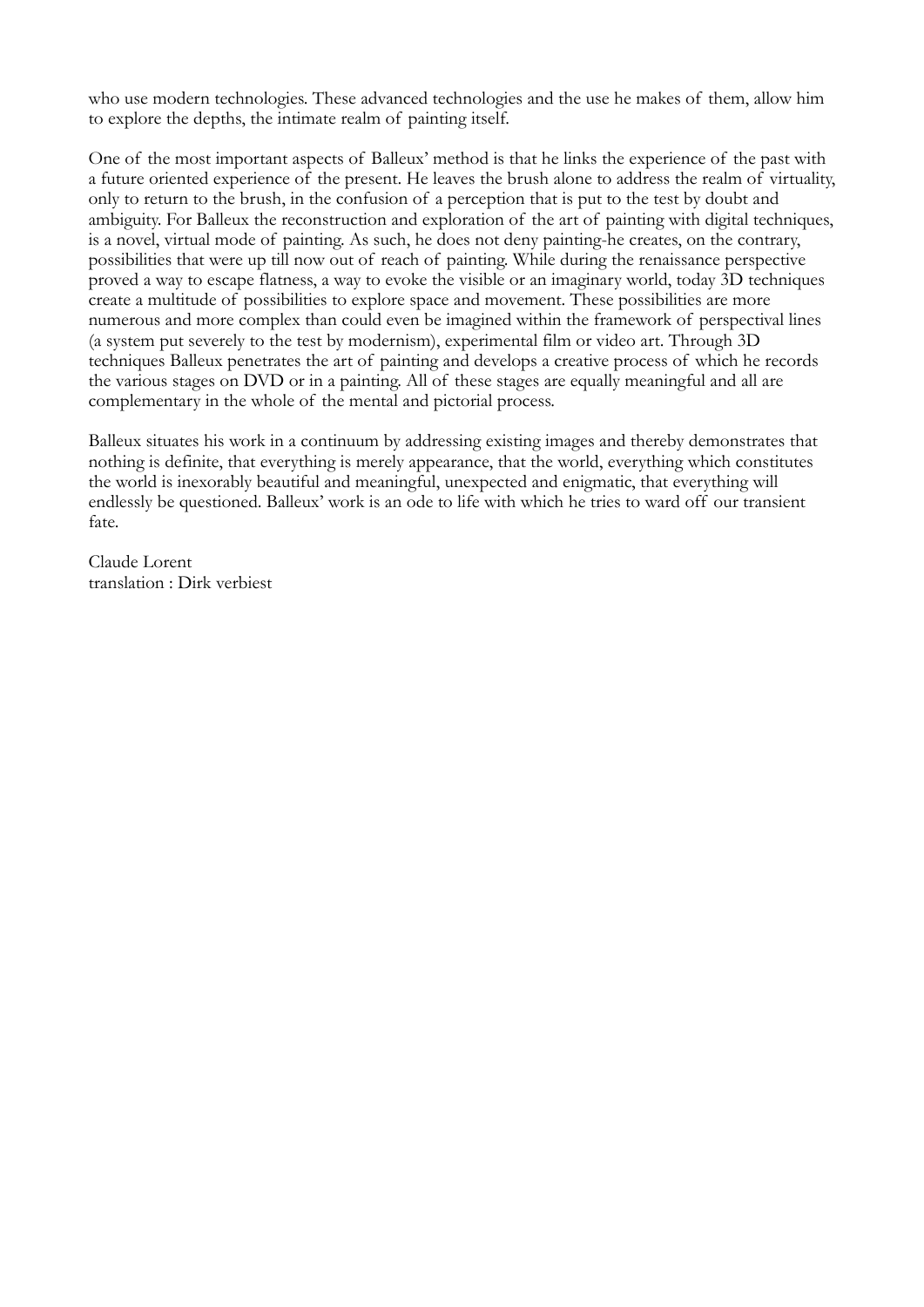who use modern technologies. These advanced technologies and the use he makes of them, allow him to explore the depths, the intimate realm of painting itself.

One of the most important aspects of Balleux' method is that he links the experience of the past with a future oriented experience of the present. He leaves the brush alone to address the realm of virtuality, only to return to the brush, in the confusion of a perception that is put to the test by doubt and ambiguity. For Balleux the reconstruction and exploration of the art of painting with digital techniques, is a novel, virtual mode of painting. As such, he does not deny painting-he creates, on the contrary, possibilities that were up till now out of reach of painting. While during the renaissance perspective proved a way to escape flatness, a way to evoke the visible or an imaginary world, today 3D techniques create a multitude of possibilities to explore space and movement. These possibilities are more numerous and more complex than could even be imagined within the framework of perspectival lines (a system put severely to the test by modernism), experimental film or video art. Through 3D techniques Balleux penetrates the art of painting and develops a creative process of which he records the various stages on DVD or in a painting. All of these stages are equally meaningful and all are complementary in the whole of the mental and pictorial process.

Balleux situates his work in a continuum by addressing existing images and thereby demonstrates that nothing is definite, that everything is merely appearance, that the world, everything which constitutes the world is inexorably beautiful and meaningful, unexpected and enigmatic, that everything will endlessly be questioned. Balleux' work is an ode to life with which he tries to ward off our transient fate.

Claude Lorent
translation : Dirk verbiest